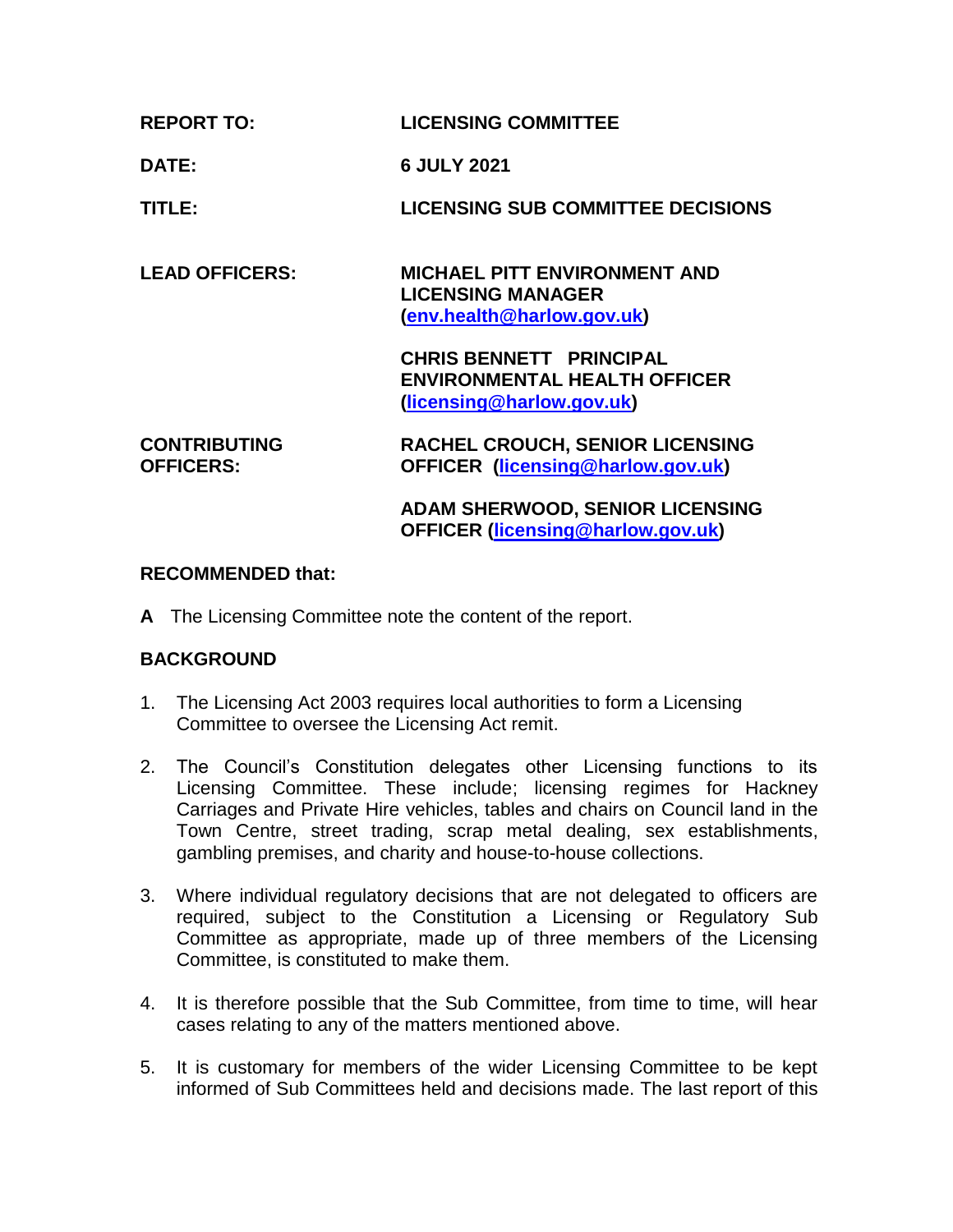**REPORT TO:** **LICENSING COMMITTEE**

**DATE:** **6 JULY 2021**

**TITLE:** **LICENSING SUB COMMITTEE DECISIONS**

**LEAD OFFICERS:** **MICHAEL PITT ENVIRONMENT AND LICENSING MANAGER (env.health@harlow.gov.uk)**

**CHRIS BENNETT PRINCIPAL ENVIRONMENTAL HEALTH OFFICER (licensing@harlow.gov.uk)**

**CONTRIBUTING OFFICERS:** **RACHEL CROUCH, SENIOR LICENSING OFFICER (licensing@harlow.gov.uk)**

**ADAM SHERWOOD, SENIOR LICENSING OFFICER (licensing@harlow.gov.uk)**

## RECOMMENDED that:

**A** The Licensing Committee note the content of the report.

## BACKGROUND

1. The Licensing Act 2003 requires local authorities to form a Licensing Committee to oversee the Licensing Act remit.

2. The Council's Constitution delegates other Licensing functions to its Licensing Committee. These include; licensing regimes for Hackney Carriages and Private Hire vehicles, tables and chairs on Council land in the Town Centre, street trading, scrap metal dealing, sex establishments, gambling premises, and charity and house-to-house collections.

3. Where individual regulatory decisions that are not delegated to officers are required, subject to the Constitution a Licensing or Regulatory Sub Committee as appropriate, made up of three members of the Licensing Committee, is constituted to make them.

4. It is therefore possible that the Sub Committee, from time to time, will hear cases relating to any of the matters mentioned above.

5. It is customary for members of the wider Licensing Committee to be kept informed of Sub Committees held and decisions made. The last report of this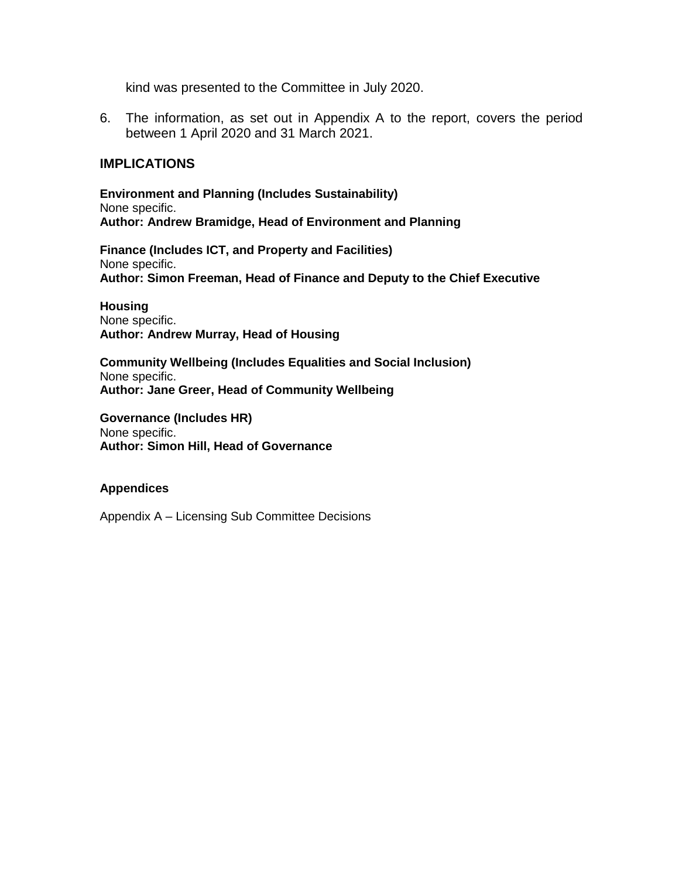kind was presented to the Committee in July 2020.

6. The information, as set out in Appendix A to the report, covers the period between 1 April 2020 and 31 March 2021.

## IMPLICATIONS

**Environment and Planning (Includes Sustainability)**
None specific.
**Author: Andrew Bramidge, Head of Environment and Planning**

**Finance (Includes ICT, and Property and Facilities)**
None specific.
**Author: Simon Freeman, Head of Finance and Deputy to the Chief Executive**

**Housing**
None specific.
**Author: Andrew Murray, Head of Housing**

**Community Wellbeing (Includes Equalities and Social Inclusion)**
None specific.
**Author: Jane Greer, Head of Community Wellbeing**

**Governance (Includes HR)**
None specific.
**Author: Simon Hill, Head of Governance**

**Appendices**

Appendix A – Licensing Sub Committee Decisions